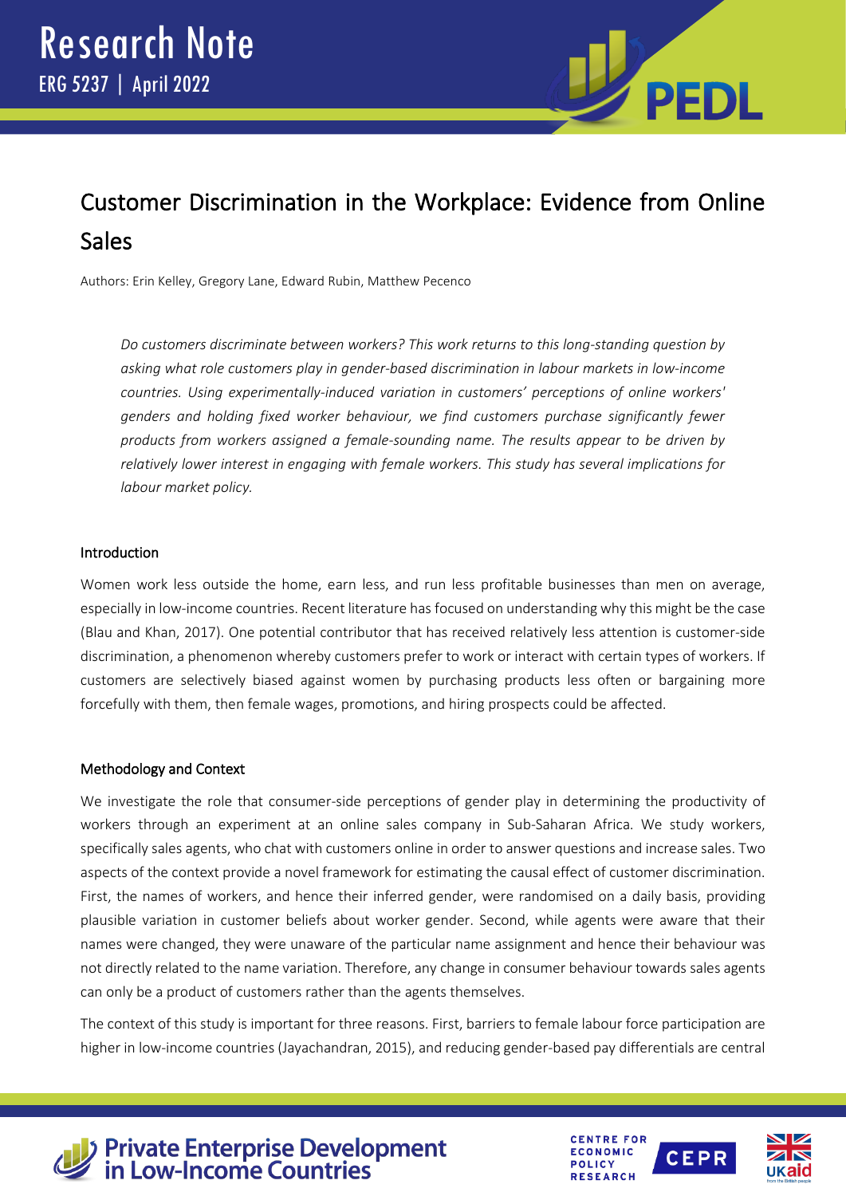Research Note

ERG 5237 | April 2022

# Customer Discrimination in the Workplace: Evidence from Online Sales

Authors: Erin Kelley, Gregory Lane, Edward Rubin, Matthew Pecenco

*Do customers discriminate between workers? This work returns to this long-standing question by asking what role customers play in gender-based discrimination in labour markets in low-income countries. Using experimentally-induced variation in customers' perceptions of online workers' genders and holding fixed worker behaviour, we find customers purchase significantly fewer products from workers assigned a female-sounding name. The results appear to be driven by relatively lower interest in engaging with female workers. This study has several implications for labour market policy.*

## Introduction

Women work less outside the home, earn less, and run less profitable businesses than men on average, especially in low-income countries. Recent literature has focused on understanding why this might be the case (Blau and Khan, 2017). One potential contributor that has received relatively less attention is customer-side discrimination, a phenomenon whereby customers prefer to work or interact with certain types of workers. If customers are selectively biased against women by purchasing products less often or bargaining more forcefully with them, then female wages, promotions, and hiring prospects could be affected.

## Methodology and Context

We investigate the role that consumer-side perceptions of gender play in determining the productivity of workers through an experiment at an online sales company in Sub-Saharan Africa. We study workers, specifically sales agents, who chat with customers online in order to answer questions and increase sales. Two aspects of the context provide a novel framework for estimating the causal effect of customer discrimination. First, the names of workers, and hence their inferred gender, were randomised on a daily basis, providing plausible variation in customer beliefs about worker gender. Second, while agents were aware that their names were changed, they were unaware of the particular name assignment and hence their behaviour was not directly related to the name variation. Therefore, any change in consumer behaviour towards sales agents can only be a product of customers rather than the agents themselves.

The context of this study is important for three reasons. First, barriers to female labour force participation are higher in low-income countries (Jayachandran, 2015), and reducing gender-based pay differentials are central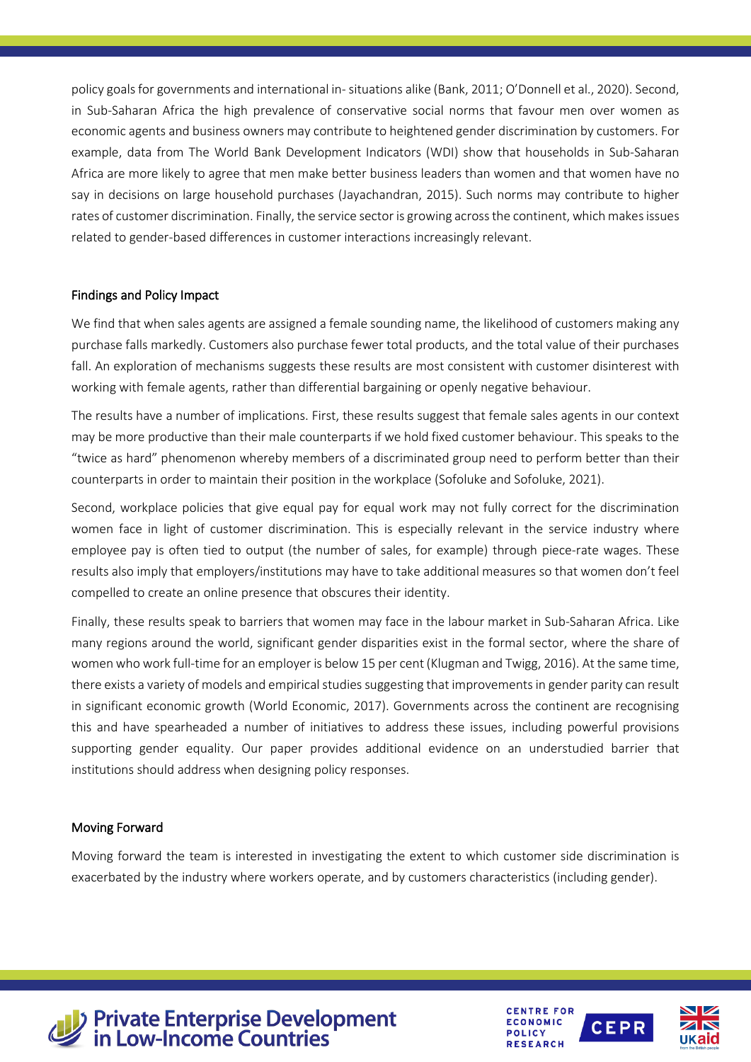policy goals for governments and international in- situations alike (Bank, 2011; O'Donnell et al., 2020). Second, in Sub-Saharan Africa the high prevalence of conservative social norms that favour men over women as economic agents and business owners may contribute to heightened gender discrimination by customers. For example, data from The World Bank Development Indicators (WDI) show that households in Sub-Saharan Africa are more likely to agree that men make better business leaders than women and that women have no say in decisions on large household purchases (Jayachandran, 2015). Such norms may contribute to higher rates of customer discrimination. Finally, the service sector is growing across the continent, which makes issues related to gender-based differences in customer interactions increasingly relevant.

## Findings and Policy Impact

We find that when sales agents are assigned a female sounding name, the likelihood of customers making any purchase falls markedly. Customers also purchase fewer total products, and the total value of their purchases fall. An exploration of mechanisms suggests these results are most consistent with customer disinterest with working with female agents, rather than differential bargaining or openly negative behaviour.

The results have a number of implications. First, these results suggest that female sales agents in our context may be more productive than their male counterparts if we hold fixed customer behaviour. This speaks to the "twice as hard" phenomenon whereby members of a discriminated group need to perform better than their counterparts in order to maintain their position in the workplace (Sofoluke and Sofoluke, 2021).

Second, workplace policies that give equal pay for equal work may not fully correct for the discrimination women face in light of customer discrimination. This is especially relevant in the service industry where employee pay is often tied to output (the number of sales, for example) through piece-rate wages. These results also imply that employers/institutions may have to take additional measures so that women don't feel compelled to create an online presence that obscures their identity.

Finally, these results speak to barriers that women may face in the labour market in Sub-Saharan Africa. Like many regions around the world, significant gender disparities exist in the formal sector, where the share of women who work full-time for an employer is below 15 per cent (Klugman and Twigg, 2016). At the same time, there exists a variety of models and empirical studies suggesting that improvements in gender parity can result in significant economic growth (World Economic, 2017). Governments across the continent are recognising this and have spearheaded a number of initiatives to address these issues, including powerful provisions supporting gender equality. Our paper provides additional evidence on an understudied barrier that institutions should address when designing policy responses.

## Moving Forward

Moving forward the team is interested in investigating the extent to which customer side discrimination is exacerbated by the industry where workers operate, and by customers characteristics (including gender).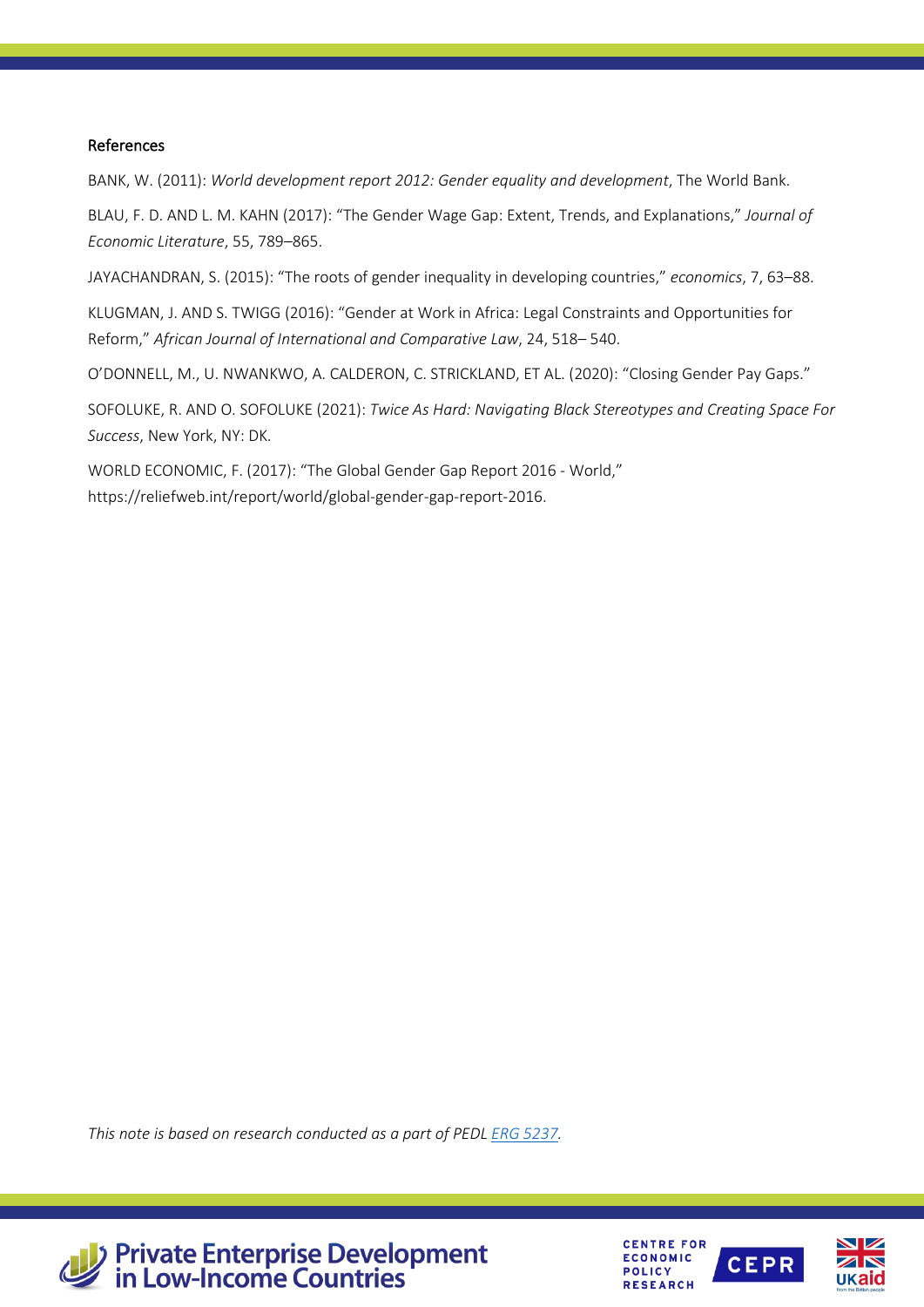References

BANK, W. (2011): *World development report 2012: Gender equality and development*, The World Bank.

BLAU, F. D. AND L. M. KAHN (2017): "The Gender Wage Gap: Extent, Trends, and Explanations," *Journal of Economic Literature*, 55, 789–865.

JAYACHANDRAN, S. (2015): "The roots of gender inequality in developing countries," *economics*, 7, 63–88.

KLUGMAN, J. AND S. TWIGG (2016): "Gender at Work in Africa: Legal Constraints and Opportunities for Reform," *African Journal of International and Comparative Law*, 24, 518– 540.

O'DONNELL, M., U. NWANKWO, A. CALDERON, C. STRICKLAND, ET AL. (2020): "Closing Gender Pay Gaps."

SOFOLUKE, R. AND O. SOFOLUKE (2021): *Twice As Hard: Navigating Black Stereotypes and Creating Space For Success*, New York, NY: DK.

WORLD ECONOMIC, F. (2017): "The Global Gender Gap Report 2016 - World," https://reliefweb.int/report/world/global-gender-gap-report-2016.

*This note is based on research conducted as a part of PEDL ERG 5237.*